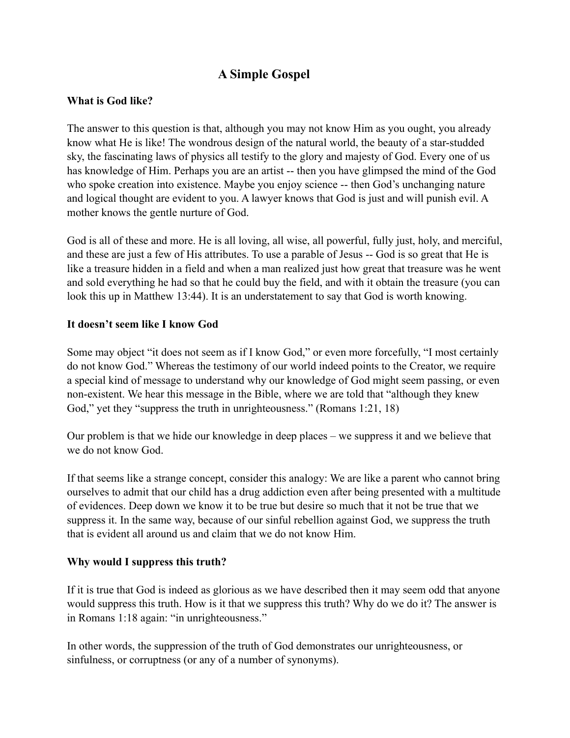# A Simple Gospel

## What is God like?

The answer to this question is that, although you may not know Him as you ought, you already know what He is like! The wondrous design of the natural world, the beauty of a star-studded sky, the fascinating laws of physics all testify to the glory and majesty of God. Every one of us has knowledge of Him. Perhaps you are an artist -- then you have glimpsed the mind of the God who spoke creation into existence. Maybe you enjoy science -- then God's unchanging nature and logical thought are evident to you. A lawyer knows that God is just and will punish evil. A mother knows the gentle nurture of God.

God is all of these and more. He is all loving, all wise, all powerful, fully just, holy, and merciful, and these are just a few of His attributes. To use a parable of Jesus -- God is so great that He is like a treasure hidden in a field and when a man realized just how great that treasure was he went and sold everything he had so that he could buy the field, and with it obtain the treasure (you can look this up in Matthew 13:44). It is an understatement to say that God is worth knowing.

## It doesn't seem like I know God

Some may object "it does not seem as if I know God," or even more forcefully, "I most certainly do not know God." Whereas the testimony of our world indeed points to the Creator, we require a special kind of message to understand why our knowledge of God might seem passing, or even non-existent. We hear this message in the Bible, where we are told that "although they knew God," yet they "suppress the truth in unrighteousness." (Romans 1:21, 18)

Our problem is that we hide our knowledge in deep places – we suppress it and we believe that we do not know God.

If that seems like a strange concept, consider this analogy: We are like a parent who cannot bring ourselves to admit that our child has a drug addiction even after being presented with a multitude of evidences. Deep down we know it to be true but desire so much that it not be true that we suppress it. In the same way, because of our sinful rebellion against God, we suppress the truth that is evident all around us and claim that we do not know Him.

## Why would I suppress this truth?

If it is true that God is indeed as glorious as we have described then it may seem odd that anyone would suppress this truth. How is it that we suppress this truth? Why do we do it? The answer is in Romans 1:18 again: "in unrighteousness."

In other words, the suppression of the truth of God demonstrates our unrighteousness, or sinfulness, or corruptness (or any of a number of synonyms).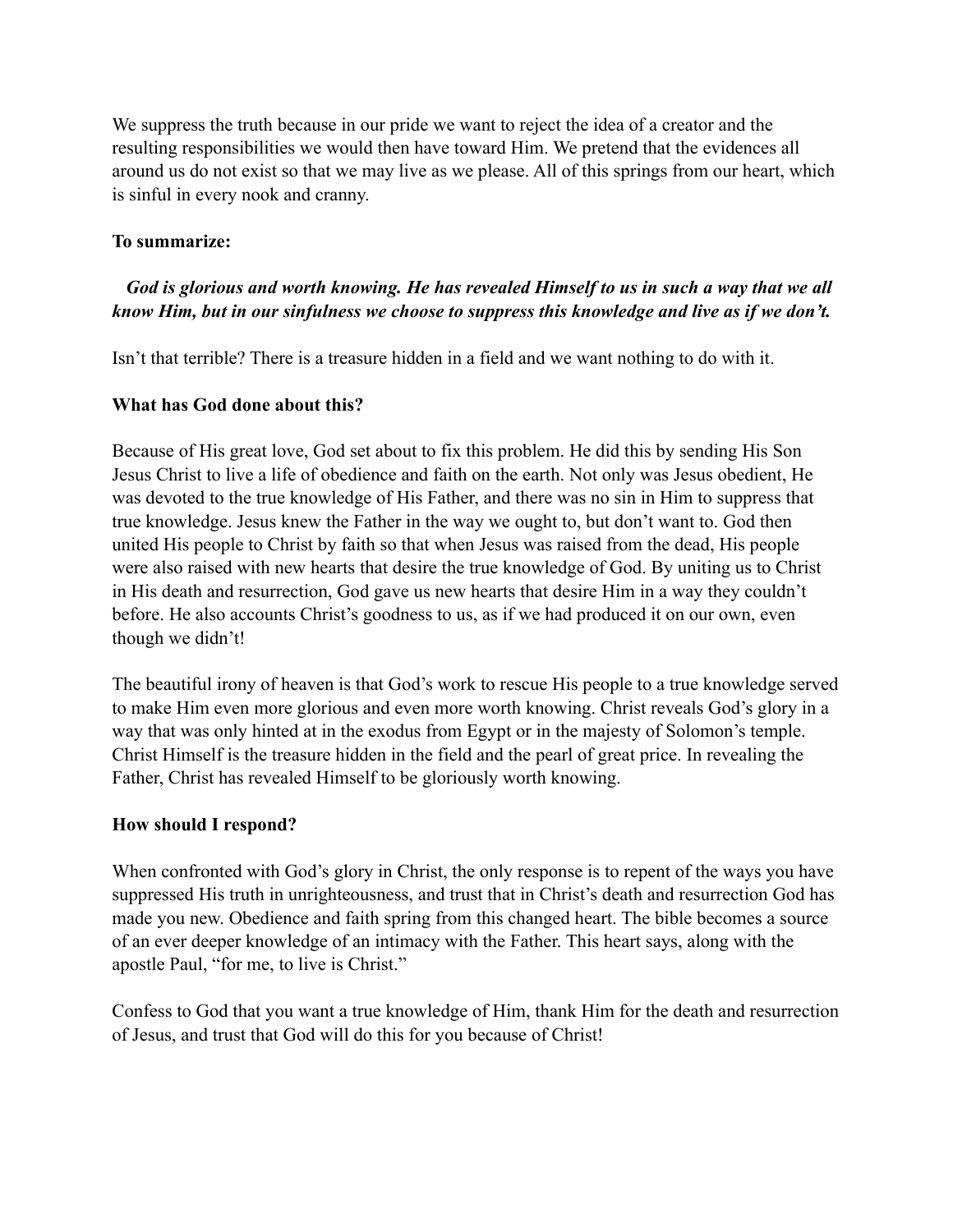We suppress the truth because in our pride we want to reject the idea of a creator and the resulting responsibilities we would then have toward Him. We pretend that the evidences all around us do not exist so that we may live as we please. All of this springs from our heart, which is sinful in every nook and cranny.

**To summarize:**

***God is glorious and worth knowing. He has revealed Himself to us in such a way that we all know Him, but in our sinfulness we choose to suppress this knowledge and live as if we don't.***

Isn't that terrible? There is a treasure hidden in a field and we want nothing to do with it.

**What has God done about this?**

Because of His great love, God set about to fix this problem. He did this by sending His Son Jesus Christ to live a life of obedience and faith on the earth. Not only was Jesus obedient, He was devoted to the true knowledge of His Father, and there was no sin in Him to suppress that true knowledge. Jesus knew the Father in the way we ought to, but don't want to. God then united His people to Christ by faith so that when Jesus was raised from the dead, His people were also raised with new hearts that desire the true knowledge of God. By uniting us to Christ in His death and resurrection, God gave us new hearts that desire Him in a way they couldn't before. He also accounts Christ's goodness to us, as if we had produced it on our own, even though we didn't!

The beautiful irony of heaven is that God's work to rescue His people to a true knowledge served to make Him even more glorious and even more worth knowing. Christ reveals God's glory in a way that was only hinted at in the exodus from Egypt or in the majesty of Solomon's temple. Christ Himself is the treasure hidden in the field and the pearl of great price. In revealing the Father, Christ has revealed Himself to be gloriously worth knowing.

**How should I respond?**

When confronted with God's glory in Christ, the only response is to repent of the ways you have suppressed His truth in unrighteousness, and trust that in Christ's death and resurrection God has made you new. Obedience and faith spring from this changed heart. The bible becomes a source of an ever deeper knowledge of an intimacy with the Father. This heart says, along with the apostle Paul, "for me, to live is Christ."

Confess to God that you want a true knowledge of Him, thank Him for the death and resurrection of Jesus, and trust that God will do this for you because of Christ!